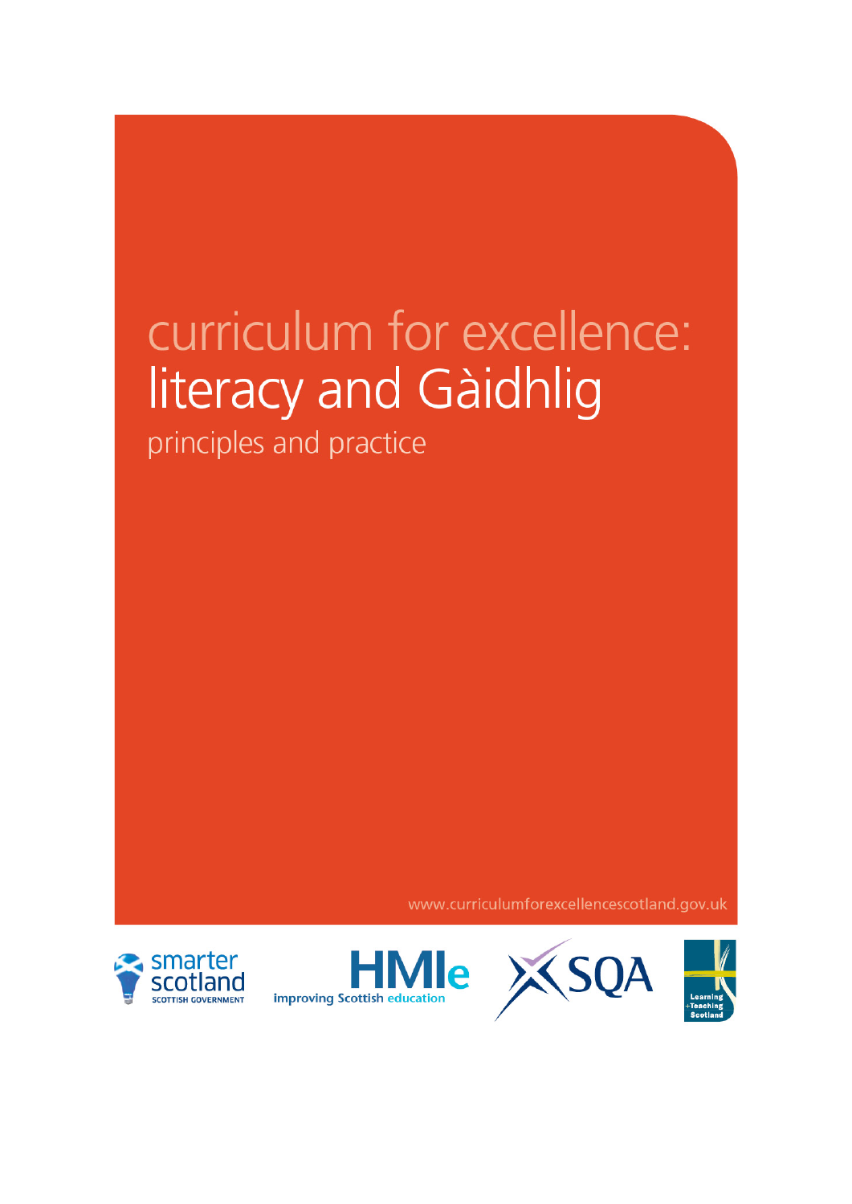# curriculum for excellence:
# literacy and Gàidhlig
## principles and practice

www.curriculumforexcellencescotland.gov.uk

smarter scotland
SCOTTISH GOVERNMENT

HMIe
improving Scottish education

SQA

Learning
+Teaching
Scotland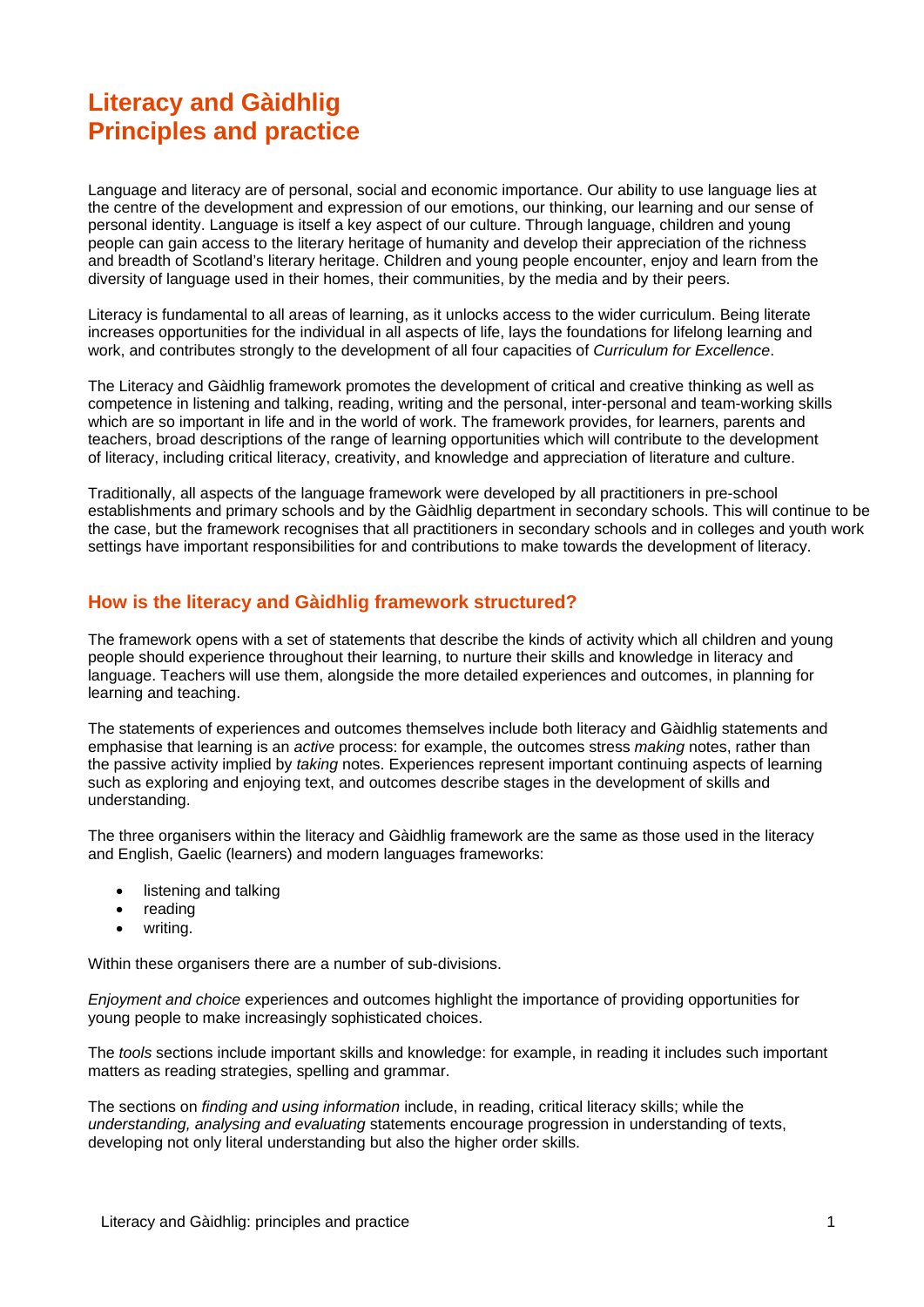# Literacy and Gàidhlig Principles and practice

Language and literacy are of personal, social and economic importance. Our ability to use language lies at the centre of the development and expression of our emotions, our thinking, our learning and our sense of personal identity. Language is itself a key aspect of our culture. Through language, children and young people can gain access to the literary heritage of humanity and develop their appreciation of the richness and breadth of Scotland's literary heritage. Children and young people encounter, enjoy and learn from the diversity of language used in their homes, their communities, by the media and by their peers.

Literacy is fundamental to all areas of learning, as it unlocks access to the wider curriculum. Being literate increases opportunities for the individual in all aspects of life, lays the foundations for lifelong learning and work, and contributes strongly to the development of all four capacities of *Curriculum for Excellence*.

The Literacy and Gàidhlig framework promotes the development of critical and creative thinking as well as competence in listening and talking, reading, writing and the personal, inter-personal and team-working skills which are so important in life and in the world of work. The framework provides, for learners, parents and teachers, broad descriptions of the range of learning opportunities which will contribute to the development of literacy, including critical literacy, creativity, and knowledge and appreciation of literature and culture.

Traditionally, all aspects of the language framework were developed by all practitioners in pre-school establishments and primary schools and by the Gàidhlig department in secondary schools. This will continue to be the case, but the framework recognises that all practitioners in secondary schools and in colleges and youth work settings have important responsibilities for and contributions to make towards the development of literacy.

## How is the literacy and Gàidhlig framework structured?

The framework opens with a set of statements that describe the kinds of activity which all children and young people should experience throughout their learning, to nurture their skills and knowledge in literacy and language. Teachers will use them, alongside the more detailed experiences and outcomes, in planning for learning and teaching.

The statements of experiences and outcomes themselves include both literacy and Gàidhlig statements and emphasise that learning is an *active* process: for example, the outcomes stress *making* notes, rather than the passive activity implied by *taking* notes. Experiences represent important continuing aspects of learning such as exploring and enjoying text, and outcomes describe stages in the development of skills and understanding.

The three organisers within the literacy and Gàidhlig framework are the same as those used in the literacy and English, Gaelic (learners) and modern languages frameworks:

- listening and talking
- reading
- writing.

Within these organisers there are a number of sub-divisions.

*Enjoyment and choice* experiences and outcomes highlight the importance of providing opportunities for young people to make increasingly sophisticated choices.

The *tools* sections include important skills and knowledge: for example, in reading it includes such important matters as reading strategies, spelling and grammar.

The sections on *finding and using information* include, in reading, critical literacy skills; while the *understanding, analysing and evaluating* statements encourage progression in understanding of texts, developing not only literal understanding but also the higher order skills.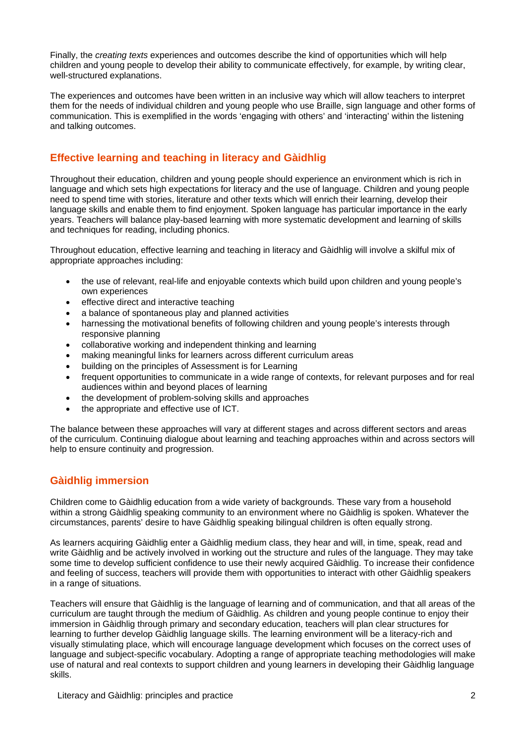Finally, the *creating texts* experiences and outcomes describe the kind of opportunities which will help children and young people to develop their ability to communicate effectively, for example, by writing clear, well-structured explanations.

The experiences and outcomes have been written in an inclusive way which will allow teachers to interpret them for the needs of individual children and young people who use Braille, sign language and other forms of communication. This is exemplified in the words 'engaging with others' and 'interacting' within the listening and talking outcomes.

## Effective learning and teaching in literacy and Gàidhlig

Throughout their education, children and young people should experience an environment which is rich in language and which sets high expectations for literacy and the use of language. Children and young people need to spend time with stories, literature and other texts which will enrich their learning, develop their language skills and enable them to find enjoyment. Spoken language has particular importance in the early years. Teachers will balance play-based learning with more systematic development and learning of skills and techniques for reading, including phonics.

Throughout education, effective learning and teaching in literacy and Gàidhlig will involve a skilful mix of appropriate approaches including:

- the use of relevant, real-life and enjoyable contexts which build upon children and young people's own experiences
- effective direct and interactive teaching
- a balance of spontaneous play and planned activities
- harnessing the motivational benefits of following children and young people's interests through responsive planning
- collaborative working and independent thinking and learning
- making meaningful links for learners across different curriculum areas
- building on the principles of Assessment is for Learning
- frequent opportunities to communicate in a wide range of contexts, for relevant purposes and for real audiences within and beyond places of learning
- the development of problem-solving skills and approaches
- the appropriate and effective use of ICT.

The balance between these approaches will vary at different stages and across different sectors and areas of the curriculum. Continuing dialogue about learning and teaching approaches within and across sectors will help to ensure continuity and progression.

## Gàidhlig immersion

Children come to Gàidhlig education from a wide variety of backgrounds. These vary from a household within a strong Gàidhlig speaking community to an environment where no Gàidhlig is spoken. Whatever the circumstances, parents' desire to have Gàidhlig speaking bilingual children is often equally strong.

As learners acquiring Gàidhlig enter a Gàidhlig medium class, they hear and will, in time, speak, read and write Gàidhlig and be actively involved in working out the structure and rules of the language. They may take some time to develop sufficient confidence to use their newly acquired Gàidhlig. To increase their confidence and feeling of success, teachers will provide them with opportunities to interact with other Gàidhlig speakers in a range of situations.

Teachers will ensure that Gàidhlig is the language of learning and of communication, and that all areas of the curriculum are taught through the medium of Gàidhlig. As children and young people continue to enjoy their immersion in Gàidhlig through primary and secondary education, teachers will plan clear structures for learning to further develop Gàidhlig language skills. The learning environment will be a literacy-rich and visually stimulating place, which will encourage language development which focuses on the correct uses of language and subject-specific vocabulary. Adopting a range of appropriate teaching methodologies will make use of natural and real contexts to support children and young learners in developing their Gàidhlig language skills.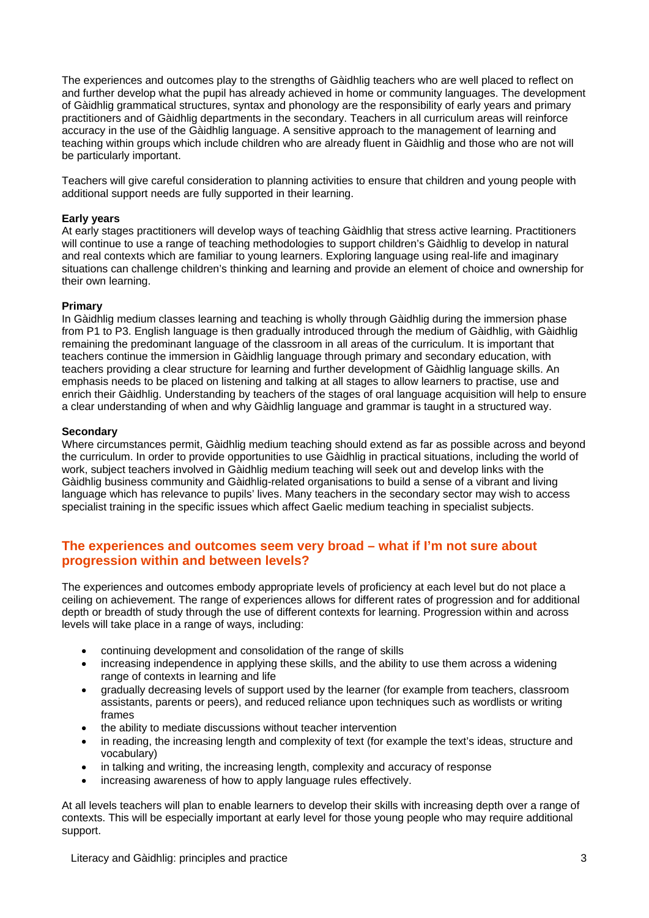The experiences and outcomes play to the strengths of Gàidhlig teachers who are well placed to reflect on and further develop what the pupil has already achieved in home or community languages. The development of Gàidhlig grammatical structures, syntax and phonology are the responsibility of early years and primary practitioners and of Gàidhlig departments in the secondary. Teachers in all curriculum areas will reinforce accuracy in the use of the Gàidhlig language. A sensitive approach to the management of learning and teaching within groups which include children who are already fluent in Gàidhlig and those who are not will be particularly important.

Teachers will give careful consideration to planning activities to ensure that children and young people with additional support needs are fully supported in their learning.

**Early years**

At early stages practitioners will develop ways of teaching Gàidhlig that stress active learning. Practitioners will continue to use a range of teaching methodologies to support children's Gàidhlig to develop in natural and real contexts which are familiar to young learners. Exploring language using real-life and imaginary situations can challenge children's thinking and learning and provide an element of choice and ownership for their own learning.

**Primary**

In Gàidhlig medium classes learning and teaching is wholly through Gàidhlig during the immersion phase from P1 to P3. English language is then gradually introduced through the medium of Gàidhlig, with Gàidhlig remaining the predominant language of the classroom in all areas of the curriculum. It is important that teachers continue the immersion in Gàidhlig language through primary and secondary education, with teachers providing a clear structure for learning and further development of Gàidhlig language skills. An emphasis needs to be placed on listening and talking at all stages to allow learners to practise, use and enrich their Gàidhlig. Understanding by teachers of the stages of oral language acquisition will help to ensure a clear understanding of when and why Gàidhlig language and grammar is taught in a structured way.

**Secondary**

Where circumstances permit, Gàidhlig medium teaching should extend as far as possible across and beyond the curriculum. In order to provide opportunities to use Gàidhlig in practical situations, including the world of work, subject teachers involved in Gàidhlig medium teaching will seek out and develop links with the Gàidhlig business community and Gàidhlig-related organisations to build a sense of a vibrant and living language which has relevance to pupils' lives. Many teachers in the secondary sector may wish to access specialist training in the specific issues which affect Gaelic medium teaching in specialist subjects.

## The experiences and outcomes seem very broad – what if I'm not sure about progression within and between levels?

The experiences and outcomes embody appropriate levels of proficiency at each level but do not place a ceiling on achievement. The range of experiences allows for different rates of progression and for additional depth or breadth of study through the use of different contexts for learning. Progression within and across levels will take place in a range of ways, including:

- continuing development and consolidation of the range of skills
- increasing independence in applying these skills, and the ability to use them across a widening range of contexts in learning and life
- gradually decreasing levels of support used by the learner (for example from teachers, classroom assistants, parents or peers), and reduced reliance upon techniques such as wordlists or writing frames
- the ability to mediate discussions without teacher intervention
- in reading, the increasing length and complexity of text (for example the text's ideas, structure and vocabulary)
- in talking and writing, the increasing length, complexity and accuracy of response
- increasing awareness of how to apply language rules effectively.

At all levels teachers will plan to enable learners to develop their skills with increasing depth over a range of contexts. This will be especially important at early level for those young people who may require additional support.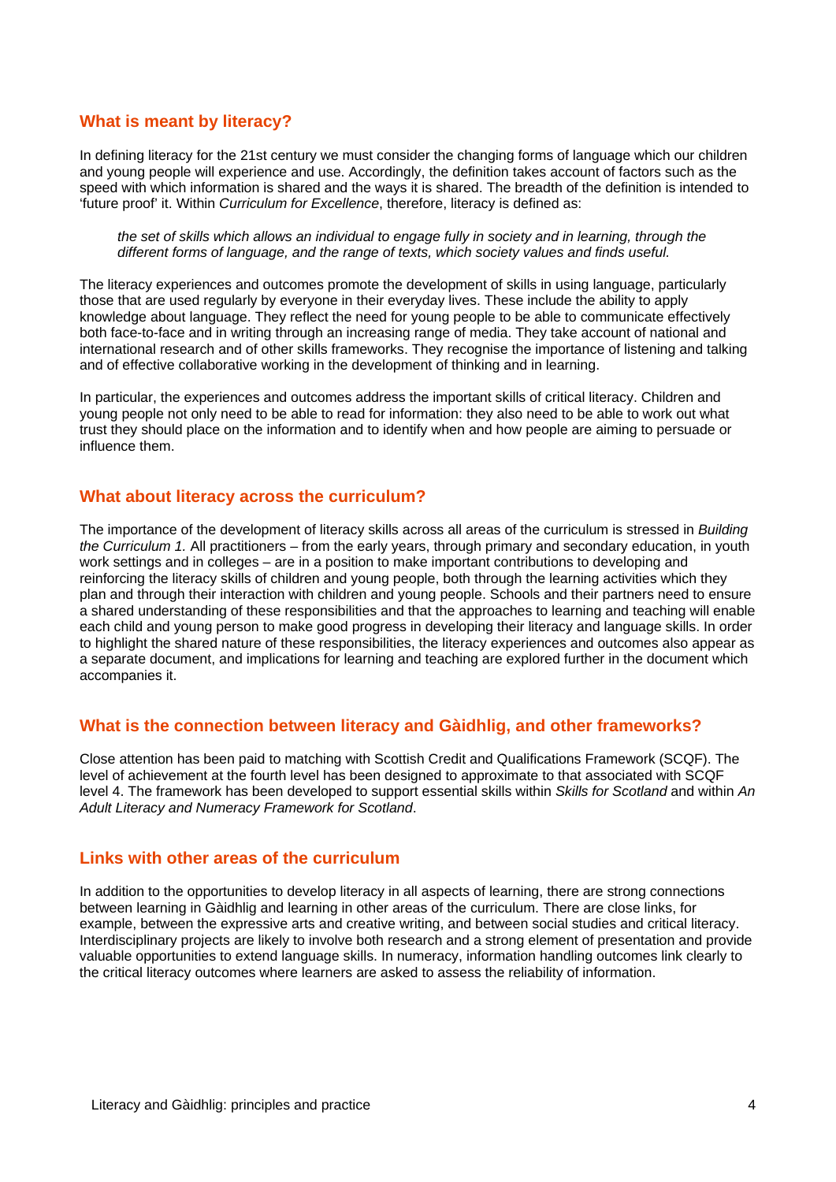## What is meant by literacy?

In defining literacy for the 21st century we must consider the changing forms of language which our children and young people will experience and use. Accordingly, the definition takes account of factors such as the speed with which information is shared and the ways it is shared. The breadth of the definition is intended to 'future proof' it. Within *Curriculum for Excellence*, therefore, literacy is defined as:

> *the set of skills which allows an individual to engage fully in society and in learning, through the different forms of language, and the range of texts, which society values and finds useful.*

The literacy experiences and outcomes promote the development of skills in using language, particularly those that are used regularly by everyone in their everyday lives. These include the ability to apply knowledge about language. They reflect the need for young people to be able to communicate effectively both face-to-face and in writing through an increasing range of media. They take account of national and international research and of other skills frameworks. They recognise the importance of listening and talking and of effective collaborative working in the development of thinking and in learning.

In particular, the experiences and outcomes address the important skills of critical literacy. Children and young people not only need to be able to read for information: they also need to be able to work out what trust they should place on the information and to identify when and how people are aiming to persuade or influence them.

## What about literacy across the curriculum?

The importance of the development of literacy skills across all areas of the curriculum is stressed in *Building the Curriculum 1.* All practitioners – from the early years, through primary and secondary education, in youth work settings and in colleges – are in a position to make important contributions to developing and reinforcing the literacy skills of children and young people, both through the learning activities which they plan and through their interaction with children and young people. Schools and their partners need to ensure a shared understanding of these responsibilities and that the approaches to learning and teaching will enable each child and young person to make good progress in developing their literacy and language skills. In order to highlight the shared nature of these responsibilities, the literacy experiences and outcomes also appear as a separate document, and implications for learning and teaching are explored further in the document which accompanies it.

## What is the connection between literacy and Gàidhlig, and other frameworks?

Close attention has been paid to matching with Scottish Credit and Qualifications Framework (SCQF). The level of achievement at the fourth level has been designed to approximate to that associated with SCQF level 4. The framework has been developed to support essential skills within *Skills for Scotland* and within *An Adult Literacy and Numeracy Framework for Scotland*.

## Links with other areas of the curriculum

In addition to the opportunities to develop literacy in all aspects of learning, there are strong connections between learning in Gàidhlig and learning in other areas of the curriculum. There are close links, for example, between the expressive arts and creative writing, and between social studies and critical literacy. Interdisciplinary projects are likely to involve both research and a strong element of presentation and provide valuable opportunities to extend language skills. In numeracy, information handling outcomes link clearly to the critical literacy outcomes where learners are asked to assess the reliability of information.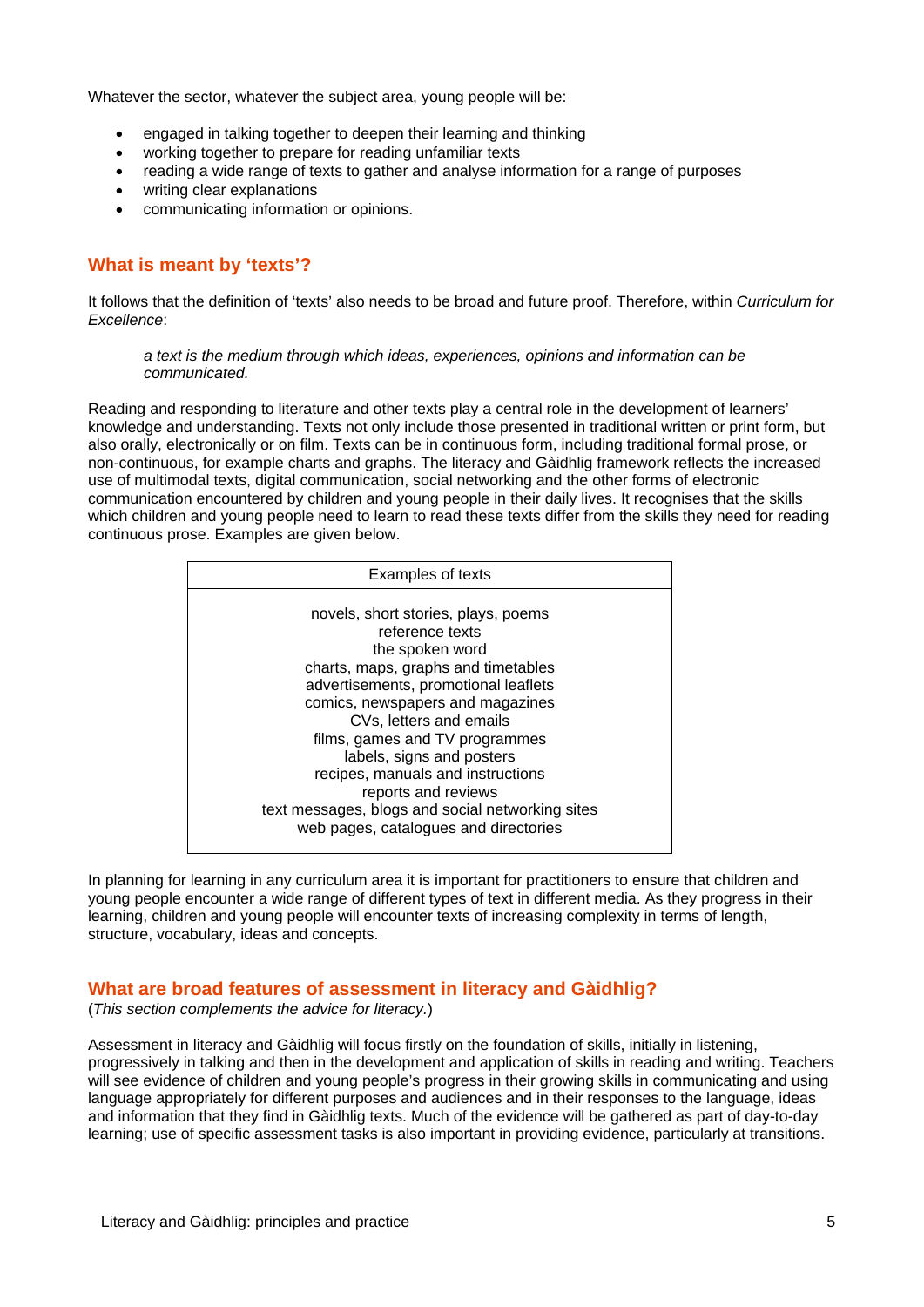Whatever the sector, whatever the subject area, young people will be:

- engaged in talking together to deepen their learning and thinking
- working together to prepare for reading unfamiliar texts
- reading a wide range of texts to gather and analyse information for a range of purposes
- writing clear explanations
- communicating information or opinions.

## What is meant by 'texts'?

It follows that the definition of 'texts' also needs to be broad and future proof. Therefore, within *Curriculum for Excellence*:

> *a text is the medium through which ideas, experiences, opinions and information can be communicated.*

Reading and responding to literature and other texts play a central role in the development of learners' knowledge and understanding. Texts not only include those presented in traditional written or print form, but also orally, electronically or on film. Texts can be in continuous form, including traditional formal prose, or non-continuous, for example charts and graphs. The literacy and Gàidhlig framework reflects the increased use of multimodal texts, digital communication, social networking and the other forms of electronic communication encountered by children and young people in their daily lives. It recognises that the skills which children and young people need to learn to read these texts differ from the skills they need for reading continuous prose. Examples are given below.

| Examples of texts |
|---|
| novels, short stories, plays, poems<br>reference texts<br>the spoken word<br>charts, maps, graphs and timetables<br>advertisements, promotional leaflets<br>comics, newspapers and magazines<br>CVs, letters and emails<br>films, games and TV programmes<br>labels, signs and posters<br>recipes, manuals and instructions<br>reports and reviews<br>text messages, blogs and social networking sites<br>web pages, catalogues and directories |

In planning for learning in any curriculum area it is important for practitioners to ensure that children and young people encounter a wide range of different types of text in different media. As they progress in their learning, children and young people will encounter texts of increasing complexity in terms of length, structure, vocabulary, ideas and concepts.

## What are broad features of assessment in literacy and Gàidhlig?

(*This section complements the advice for literacy.*)

Assessment in literacy and Gàidhlig will focus firstly on the foundation of skills, initially in listening, progressively in talking and then in the development and application of skills in reading and writing. Teachers will see evidence of children and young people's progress in their growing skills in communicating and using language appropriately for different purposes and audiences and in their responses to the language, ideas and information that they find in Gàidhlig texts. Much of the evidence will be gathered as part of day-to-day learning; use of specific assessment tasks is also important in providing evidence, particularly at transitions.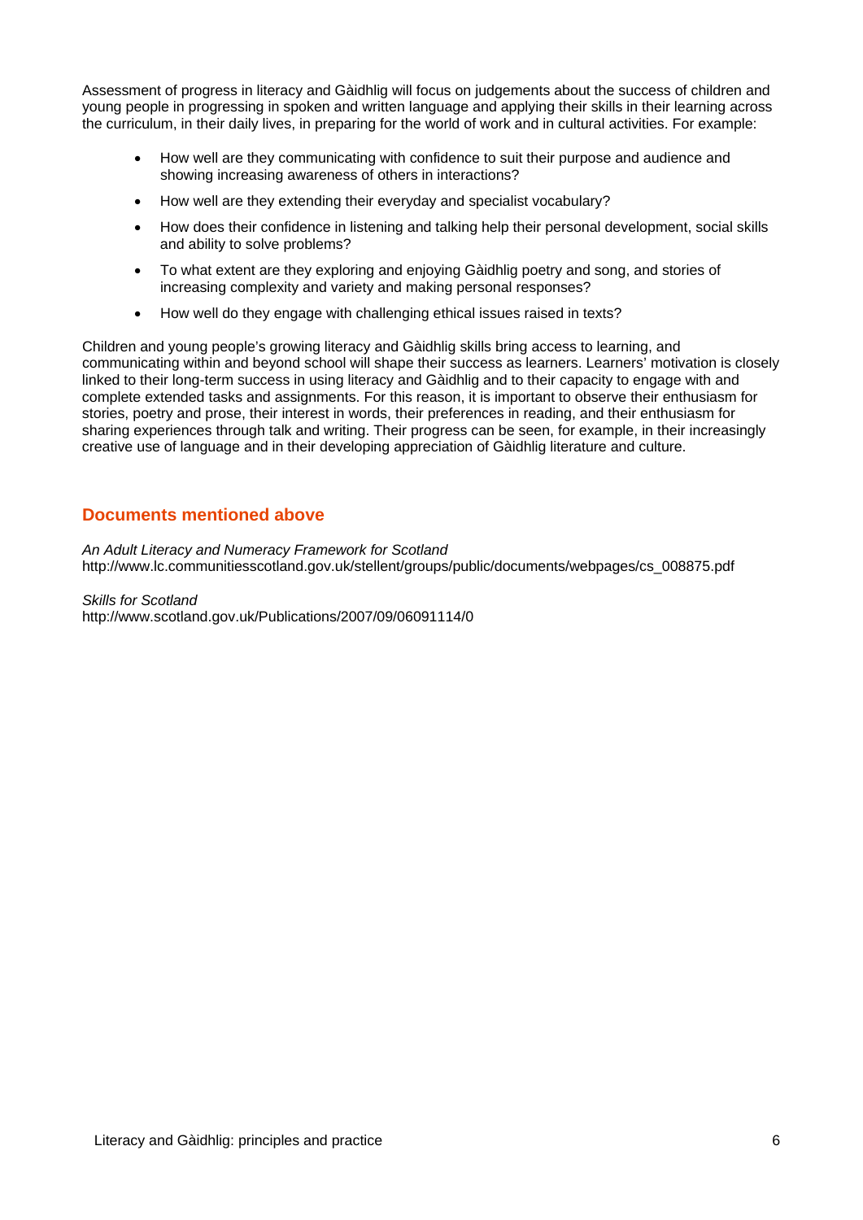Assessment of progress in literacy and Gàidhlig will focus on judgements about the success of children and young people in progressing in spoken and written language and applying their skills in their learning across the curriculum, in their daily lives, in preparing for the world of work and in cultural activities. For example:

- How well are they communicating with confidence to suit their purpose and audience and showing increasing awareness of others in interactions?
- How well are they extending their everyday and specialist vocabulary?
- How does their confidence in listening and talking help their personal development, social skills and ability to solve problems?
- To what extent are they exploring and enjoying Gàidhlig poetry and song, and stories of increasing complexity and variety and making personal responses?
- How well do they engage with challenging ethical issues raised in texts?

Children and young people's growing literacy and Gàidhlig skills bring access to learning, and communicating within and beyond school will shape their success as learners. Learners' motivation is closely linked to their long-term success in using literacy and Gàidhlig and to their capacity to engage with and complete extended tasks and assignments. For this reason, it is important to observe their enthusiasm for stories, poetry and prose, their interest in words, their preferences in reading, and their enthusiasm for sharing experiences through talk and writing. Their progress can be seen, for example, in their increasingly creative use of language and in their developing appreciation of Gàidhlig literature and culture.

## Documents mentioned above

*An Adult Literacy and Numeracy Framework for Scotland*
http://www.lc.communitiesscotland.gov.uk/stellent/groups/public/documents/webpages/cs_008875.pdf

*Skills for Scotland*
http://www.scotland.gov.uk/Publications/2007/09/06091114/0